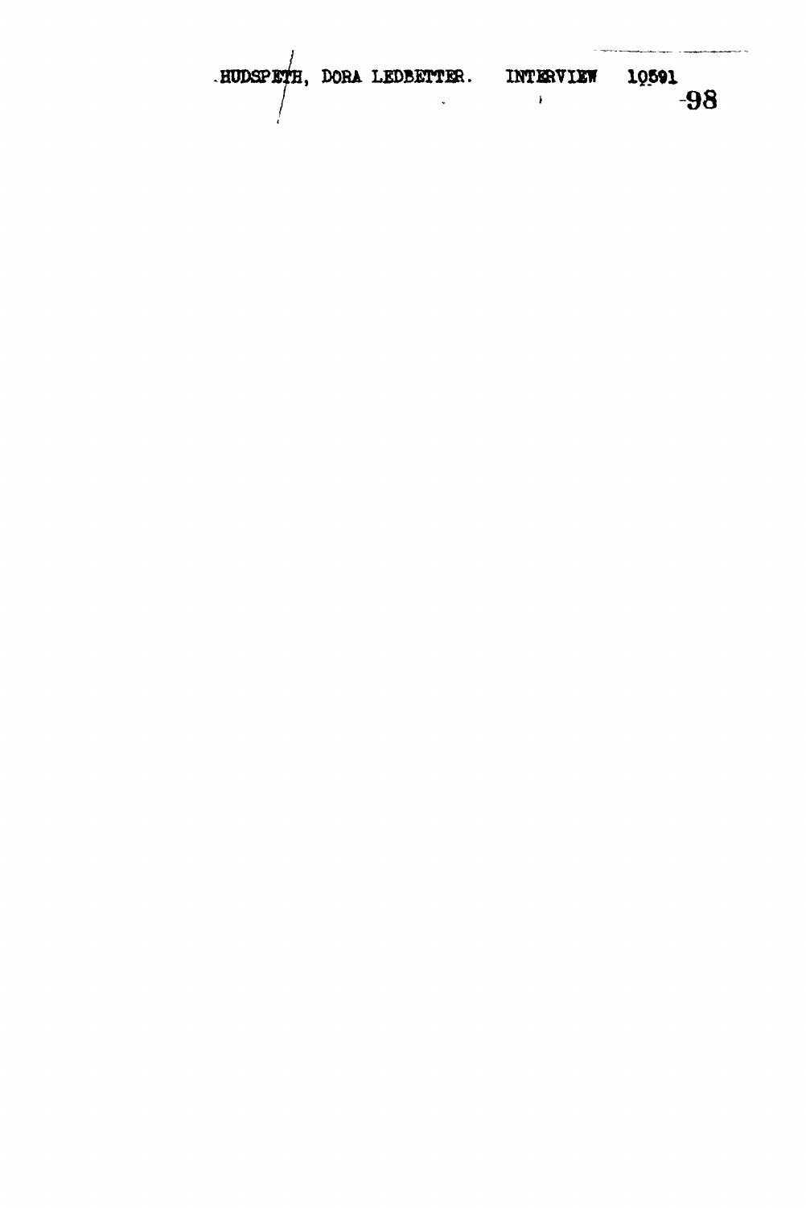HUDSPETH, DORA LEDBETTER. INTERVIEW 10591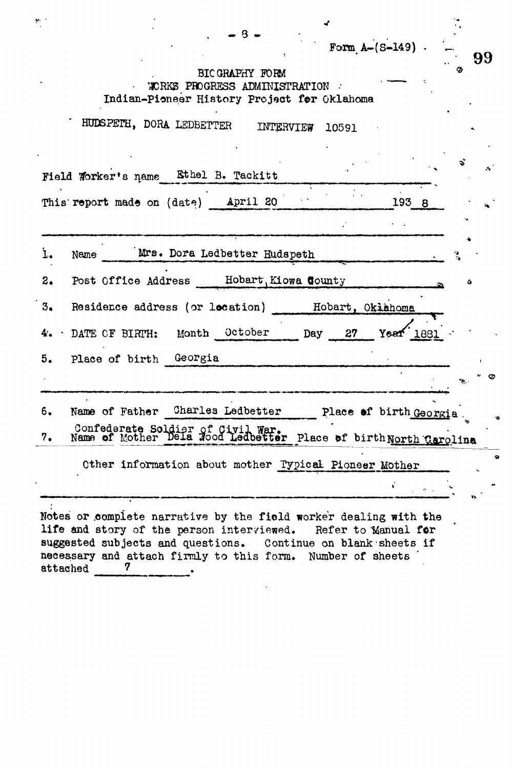Form A-(S-149)

BIOGRAPHY FORM
WORKS PROGRESS ADMINISTRATION
Indian-Pioneer History Project for Oklahoma

HUDSPETH, DORA LEDBETTER INTERVIEW 10591

Field Worker's name Ethel B. Tackitt

This report made on (date) April 20 193 8

1. Name Mrs. Dora Ledbetter Hudspeth
2. Post Office Address Hobart, Kiowa County
3. Residence address (or location) Hobart, Oklahoma
4. DATE OF BIRTH: Month October Day 27 Year 1881
5. Place of birth Georgia

6. Name of Father Charles Ledbetter Place of birth Georgia
Confederate Soldier of Civil War.
7. Name of Mother Dela Wood Ledbetter Place of birth North Carolina

Other information about mother Typical Pioneer Mother

Notes or complete narrative by the field worker dealing with the life and story of the person interviewed. Refer to Manual for suggested subjects and questions. Continue on blank sheets if necessary and attach firmly to this form. Number of sheets attached 7 .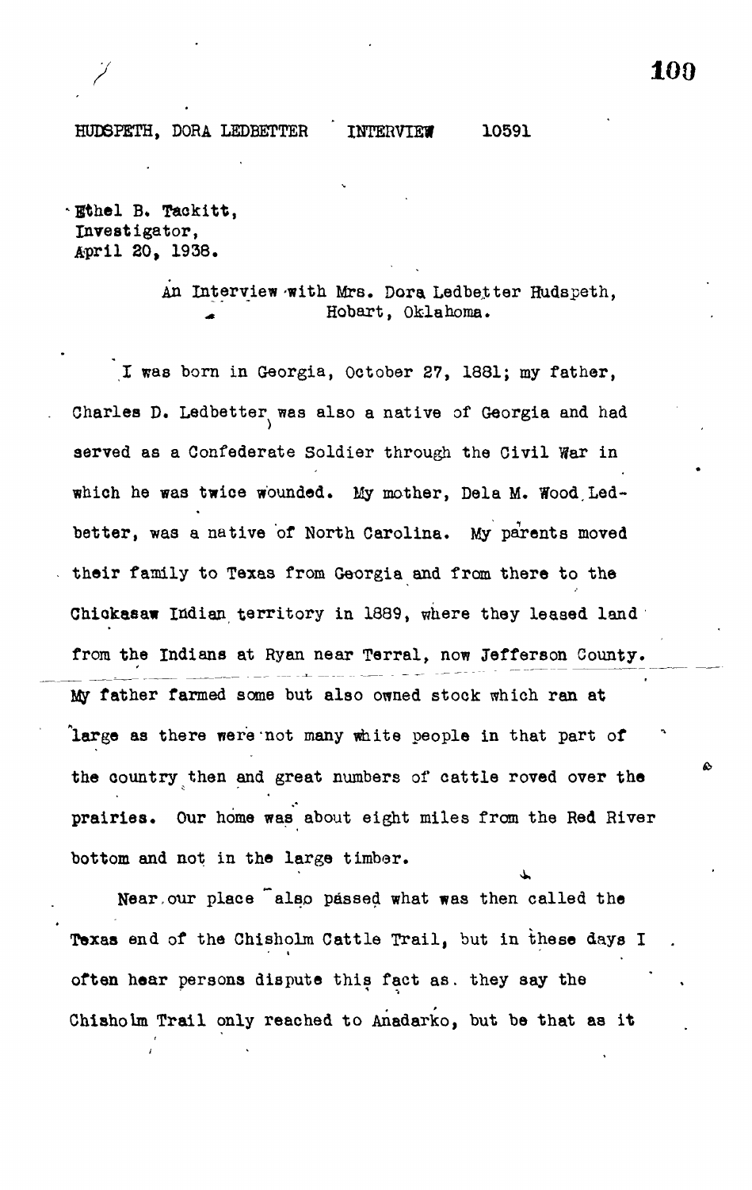HUDSPETH, DORA LEDBETTER INTERVIEW 10591

Ethel B. Tackitt,
Investigator,
April 20, 1938.

An Interview with Mrs. Dora Ledbetter Hudspeth,
Hobart, Oklahoma.

I was born in Georgia, October 27, 1881; my father, Charles D. Ledbetter was also a native of Georgia and had served as a Confederate Soldier through the Civil War in which he was twice wounded. My mother, Dela M. Wood Ledbetter, was a native of North Carolina. My parents moved their family to Texas from Georgia and from there to the Chickasaw Indian territory in 1889, where they leased land from the Indians at Ryan near Terral, now Jefferson County. My father farmed some but also owned stock which ran at large as there were not many white people in that part of the country then and great numbers of cattle roved over the prairies. Our home was about eight miles from the Red River bottom and not in the large timber.

Near our place also passed what was then called the Texas end of the Chisholm Cattle Trail, but in these days I often hear persons dispute this fact as. they say the Chisholm Trail only reached to Anadarko, but be that as it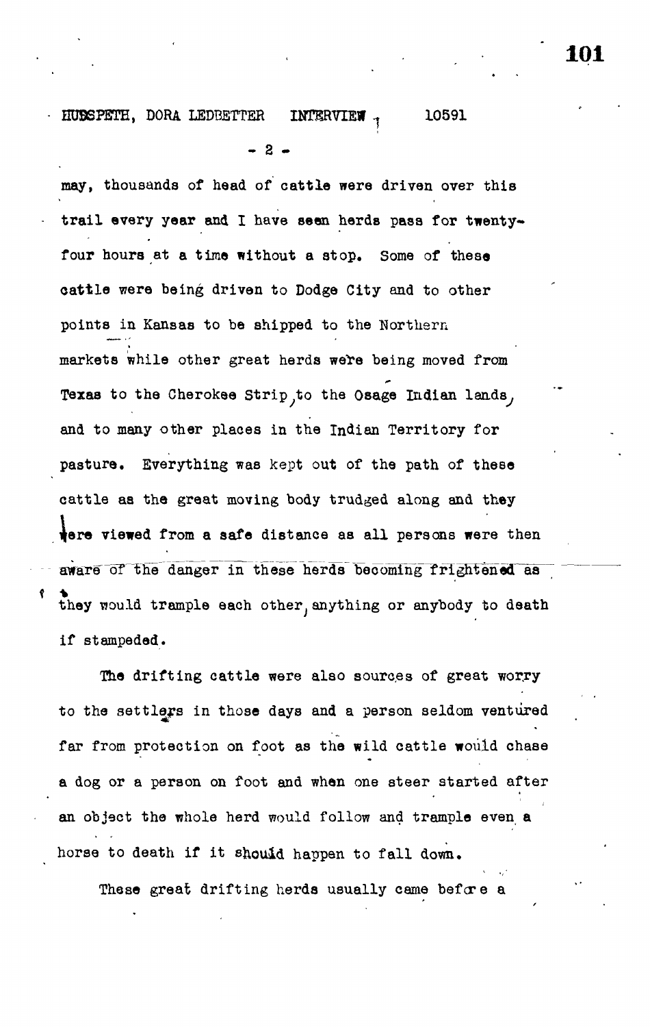may, thousands of head of cattle were driven over this trail every year and I have seen herds pass for twenty-four hours at a time without a stop. Some of these cattle were being driven to Dodge City and to other points in Kansas to be shipped to the Northern markets while other great herds were being moved from Texas to the Cherokee Strip, to the Osage Indian lands, and to many other places in the Indian Territory for pasture. Everything was kept out of the path of these cattle as the great moving body trudged along and they were viewed from a safe distance as all persons were then aware of the danger in these herds becoming frightened as they would trample each other, anything or anybody to death if stampeded.

The drifting cattle were also sources of great worry to the settlers in those days and a person seldom ventured far from protection on foot as the wild cattle would chase a dog or a person on foot and when one steer started after an object the whole herd would follow and trample even a horse to death if it should happen to fall down.

These great drifting herds usually came before a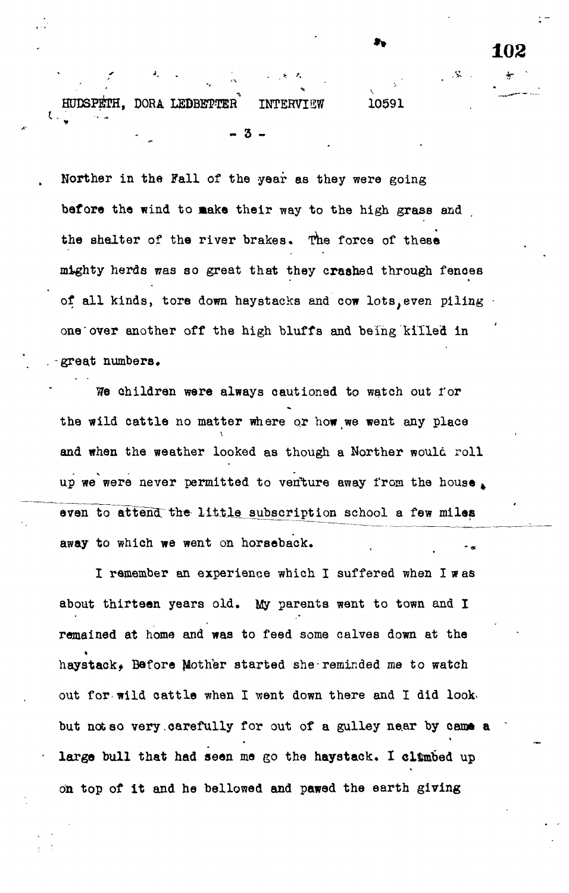Norther in the Fall of the year as they were going before the wind to make their way to the high grass and the shelter of the river brakes. The force of these mighty herds was so great that they crashed through fences of all kinds, tore down haystacks and cow lots, even piling one over another off the high bluffs and being killed in great numbers.

We children were always cautioned to watch out for the wild cattle no matter where or how we went any place and when the weather looked as though a Norther would roll up we were never permitted to venture away from the house, even to attend the little subscription school a few miles away to which we went on horseback.

I remember an experience which I suffered when I was about thirteen years old. My parents went to town and I remained at home and was to feed some calves down at the haystack. Before Mother started she reminded me to watch out for wild cattle when I went down there and I did look but not so very carefully for out of a gulley near by came a large bull that had seen me go the haystack. I climbed up on top of it and he bellowed and pawed the earth giving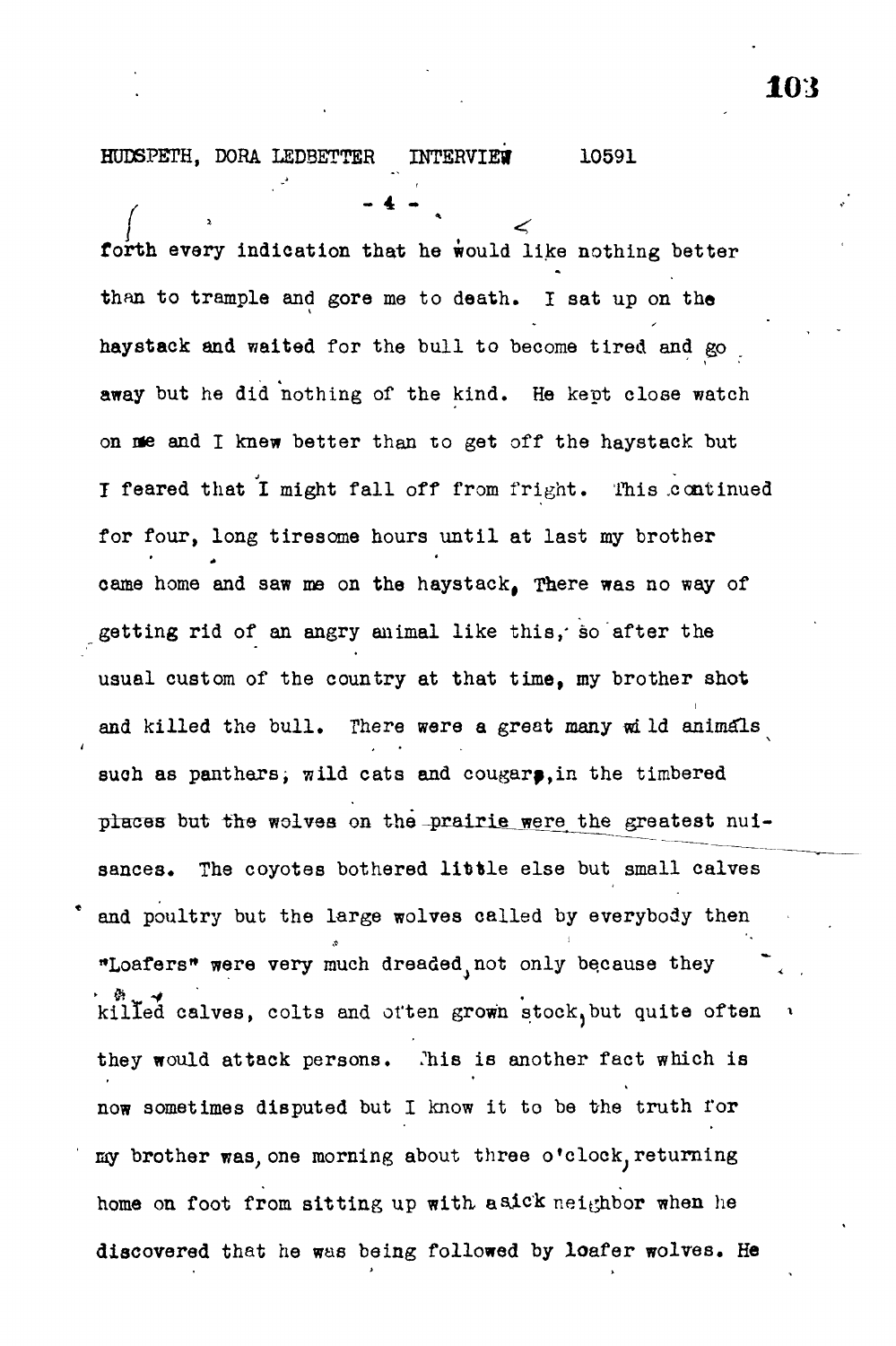forth every indication that he would like nothing better than to trample and gore me to death. I sat up on the haystack and waited for the bull to become tired and go away but he did nothing of the kind. He kept close watch on me and I knew better than to get off the haystack but I feared that I might fall off from fright. This continued for four, long tiresome hours until at last my brother came home and saw me on the haystack. There was no way of getting rid of an angry animal like this, so after the usual custom of the country at that time, my brother shot and killed the bull. There were a great many wild animals such as panthers, wild cats and cougars, in the timbered places but the wolves on the prairie were the greatest nuisances. The coyotes bothered little else but small calves and poultry but the large wolves called by everybody then "Loafers" were very much dreaded, not only because they killed calves, colts and often grown stock, but quite often they would attack persons. This is another fact which is now sometimes disputed but I know it to be the truth for my brother was, one morning about three o'clock, returning home on foot from sitting up with a sick neighbor when he discovered that he was being followed by loafer wolves. He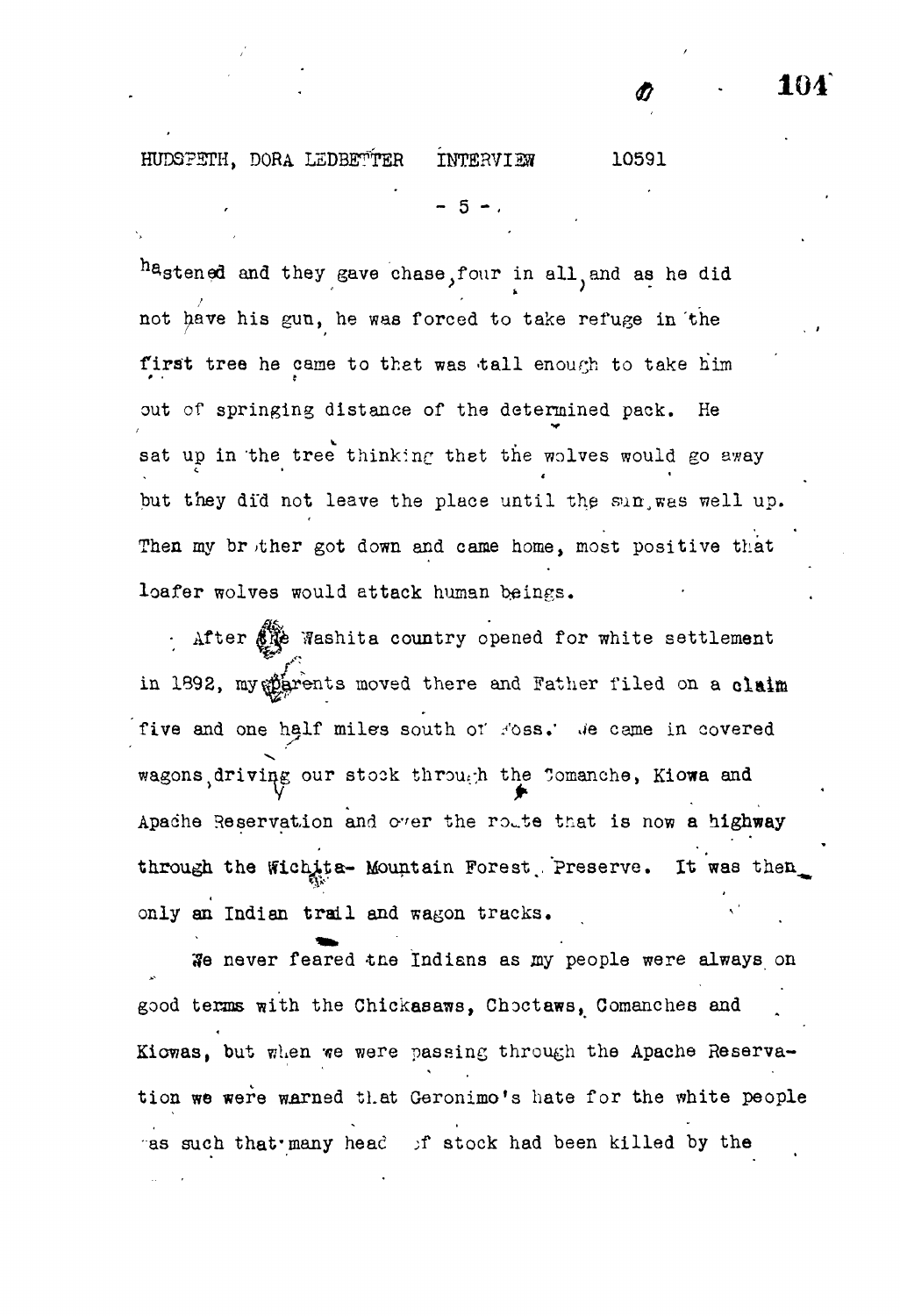hastened and they gave chase, four in all, and as he did not have his gun, he was forced to take refuge in the first tree he came to that was tall enough to take him out of springing distance of the determined pack. He sat up in the tree thinking that the wolves would go away but they did not leave the place until the sun was well up. Then my brother got down and came home, most positive that loafer wolves would attack human beings.

After the Washita country opened for white settlement in 1892, my parents moved there and Father filed on a claim five and one half miles south of Foss. We came in covered wagons, driving our stock through the Comanche, Kiowa and Apache Reservation and over the route that is now a highway through the Wichita- Mountain Forest Preserve. It was then only an Indian trail and wagon tracks.

We never feared the Indians as my people were always on good terms with the Chickasaws, Choctaws, Comanches and Kiowas, but when we were passing through the Apache Reservation we were warned that Geronimo's hate for the white people was such that many head of stock had been killed by the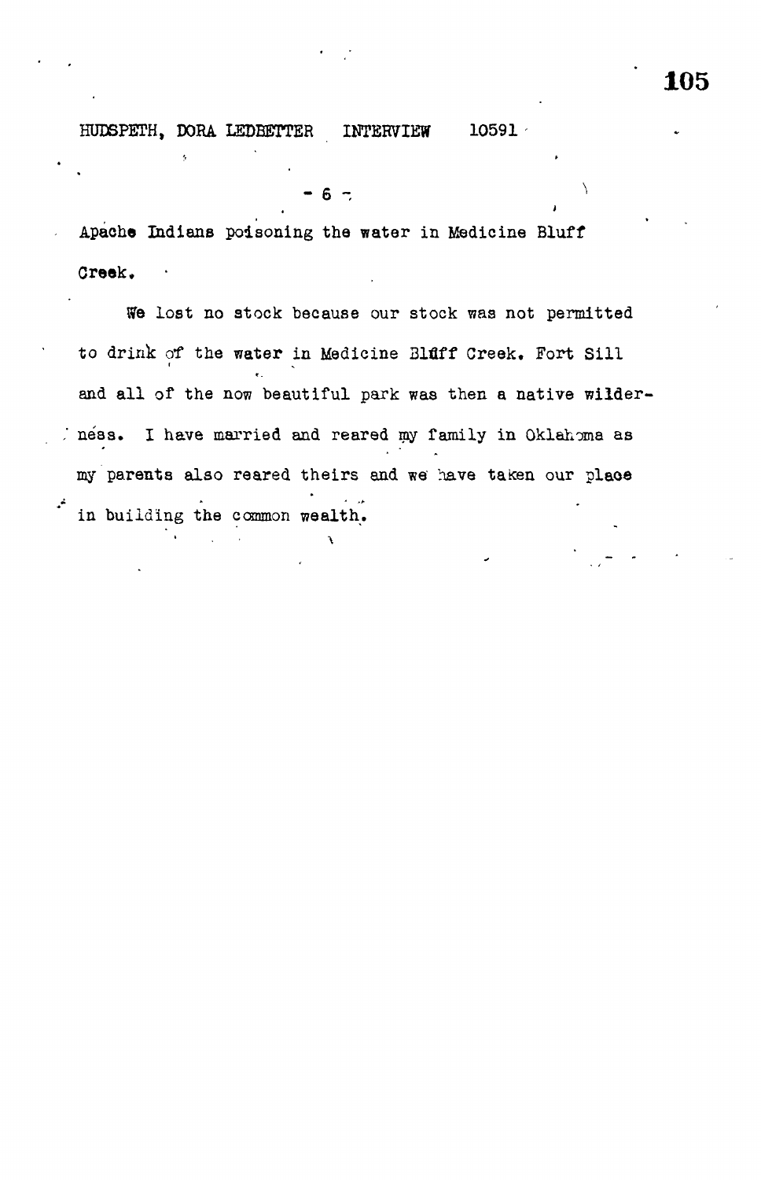Apache Indians poisoning the water in Medicine Bluff Creek.

We lost no stock because our stock was not permitted to drink of the water in Medicine Bluff Creek. Fort Sill and all of the now beautiful park was then a native wilderness. I have married and reared my family in Oklahoma as my parents also reared theirs and we have taken our place in building the common wealth.